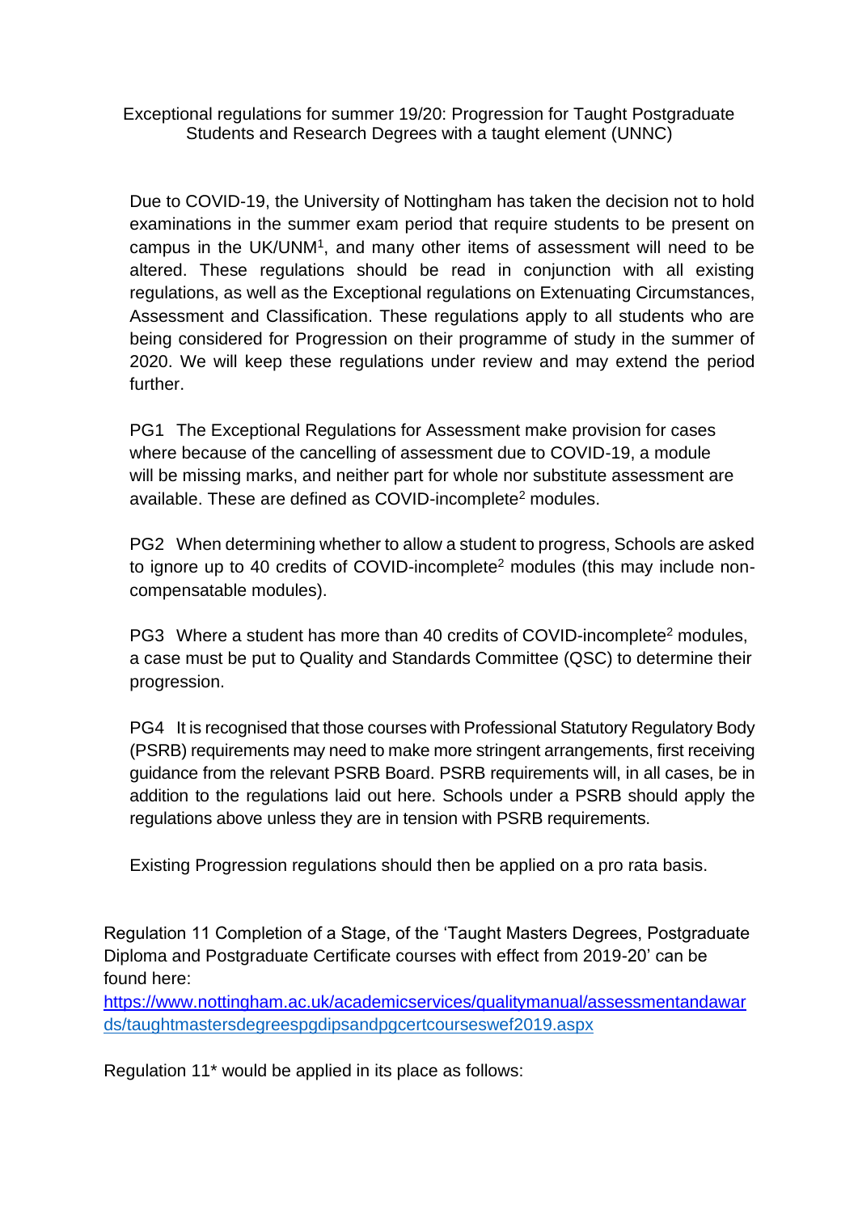Exceptional regulations for summer 19/20: Progression for Taught Postgraduate Students and Research Degrees with a taught element (UNNC)

Due to COVID-19, the University of Nottingham has taken the decision not to hold examinations in the summer exam period that require students to be present on campus in the UK/UNM[1], and many other items of assessment will need to be altered. These regulations should be read in conjunction with all existing regulations, as well as the Exceptional regulations on Extenuating Circumstances, Assessment and Classification. These regulations apply to all students who are being considered for Progression on their programme of study in the summer of 2020. We will keep these regulations under review and may extend the period further.

PG1 The Exceptional Regulations for Assessment make provision for cases where because of the cancelling of assessment due to COVID-19, a module will be missing marks, and neither part for whole nor substitute assessment are available. These are defined as COVID-incomplete[2] modules.

PG2 When determining whether to allow a student to progress, Schools are asked to ignore up to 40 credits of COVID-incomplete[2] modules (this may include non-compensatable modules).

PG3 Where a student has more than 40 credits of COVID-incomplete[2] modules, a case must be put to Quality and Standards Committee (QSC) to determine their progression.

PG4 It is recognised that those courses with Professional Statutory Regulatory Body (PSRB) requirements may need to make more stringent arrangements, first receiving guidance from the relevant PSRB Board. PSRB requirements will, in all cases, be in addition to the regulations laid out here. Schools under a PSRB should apply the regulations above unless they are in tension with PSRB requirements.

Existing Progression regulations should then be applied on a pro rata basis.

Regulation 11 Completion of a Stage, of the 'Taught Masters Degrees, Postgraduate Diploma and Postgraduate Certificate courses with effect from 2019-20' can be found here:
[https://www.nottingham.ac.uk/academicservices/qualitymanual/assessmentandawards/taughtmastersdegreespgdipsandpgcertcourseswef2019.aspx](https://www.nottingham.ac.uk/academicservices/qualitymanual/assessmentandawards/taughtmastersdegreespgdipsandpgcertcourseswef2019.aspx)

Regulation 11* would be applied in its place as follows: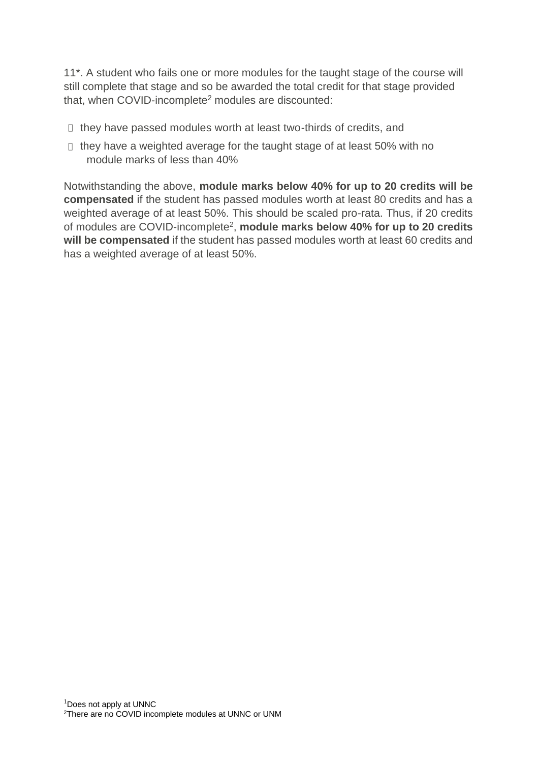11*. A student who fails one or more modules for the taught stage of the course will still complete that stage and so be awarded the total credit for that stage provided that, when COVID-incomplete[2] modules are discounted:

- they have passed modules worth at least two-thirds of credits, and
- they have a weighted average for the taught stage of at least 50% with no module marks of less than 40%

Notwithstanding the above, **module marks below 40% for up to 20 credits will be compensated** if the student has passed modules worth at least 80 credits and has a weighted average of at least 50%. This should be scaled pro-rata. Thus, if 20 credits of modules are COVID-incomplete[2], **module marks below 40% for up to 20 credits will be compensated** if the student has passed modules worth at least 60 credits and has a weighted average of at least 50%.

[1]Does not apply at UNNC
[2]There are no COVID incomplete modules at UNNC or UNM